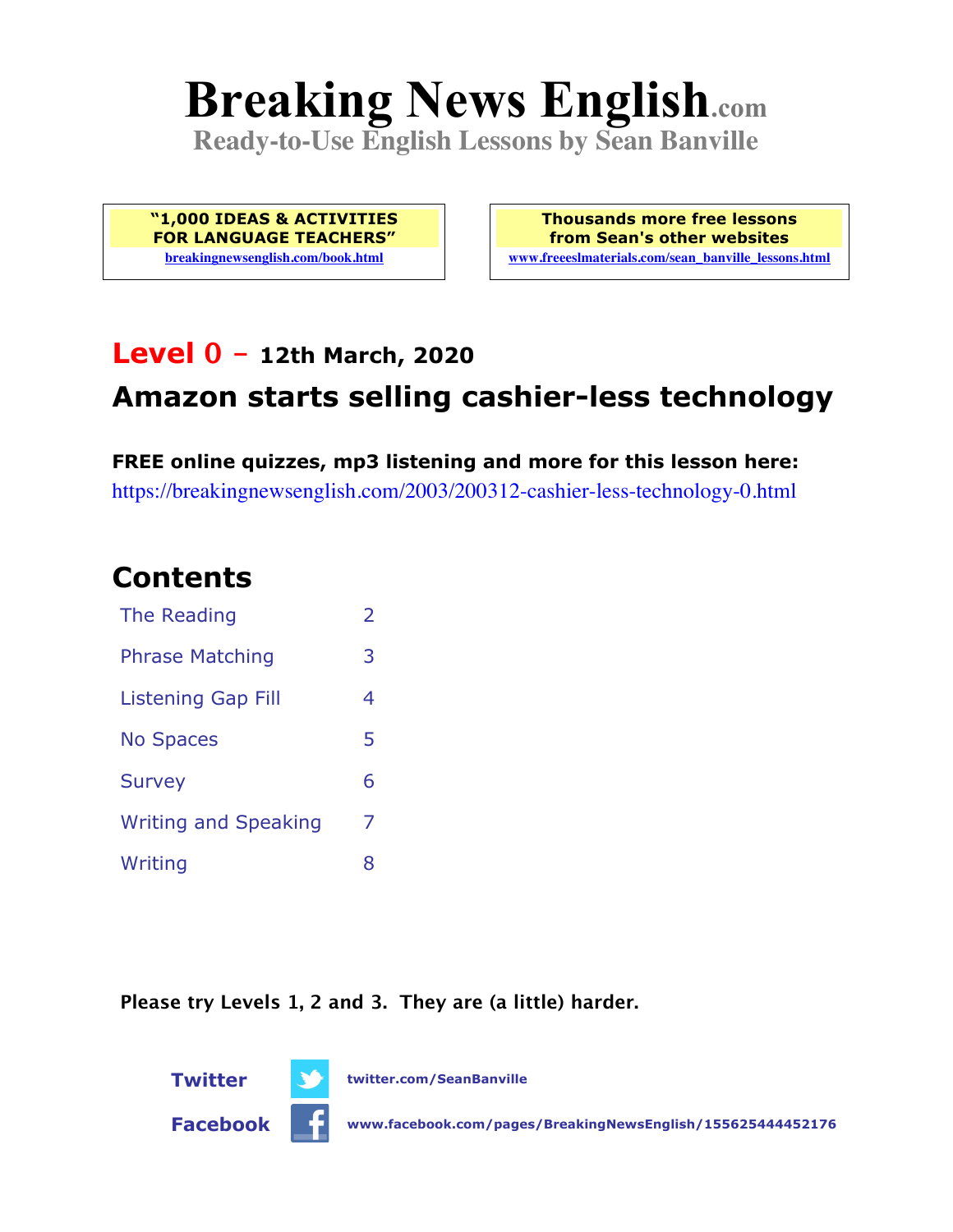# Breaking News English.com

**Ready-to-Use English Lessons by Sean Banville**

**"1,000 IDEAS & ACTIVITIES FOR LANGUAGE TEACHERS"**
breakingnewsenglish.com/book.html

**Thousands more free lessons from Sean's other websites**
www.freeeslmaterials.com/sean_banville_lessons.html

## Level 0 – 12th March, 2020

## Amazon starts selling cashier-less technology

**FREE online quizzes, mp3 listening and more for this lesson here:**
https://breakingnewsenglish.com/2003/200312-cashier-less-technology-0.html

## Contents

| | |
|---|---|
| The Reading | 2 |
| Phrase Matching | 3 |
| Listening Gap Fill | 4 |
| No Spaces | 5 |
| Survey | 6 |
| Writing and Speaking | 7 |
| Writing | 8 |

**Please try Levels 1, 2 and 3. They are (a little) harder.**

**Twitter** twitter.com/SeanBanville

**Facebook** www.facebook.com/pages/BreakingNewsEnglish/155625444452176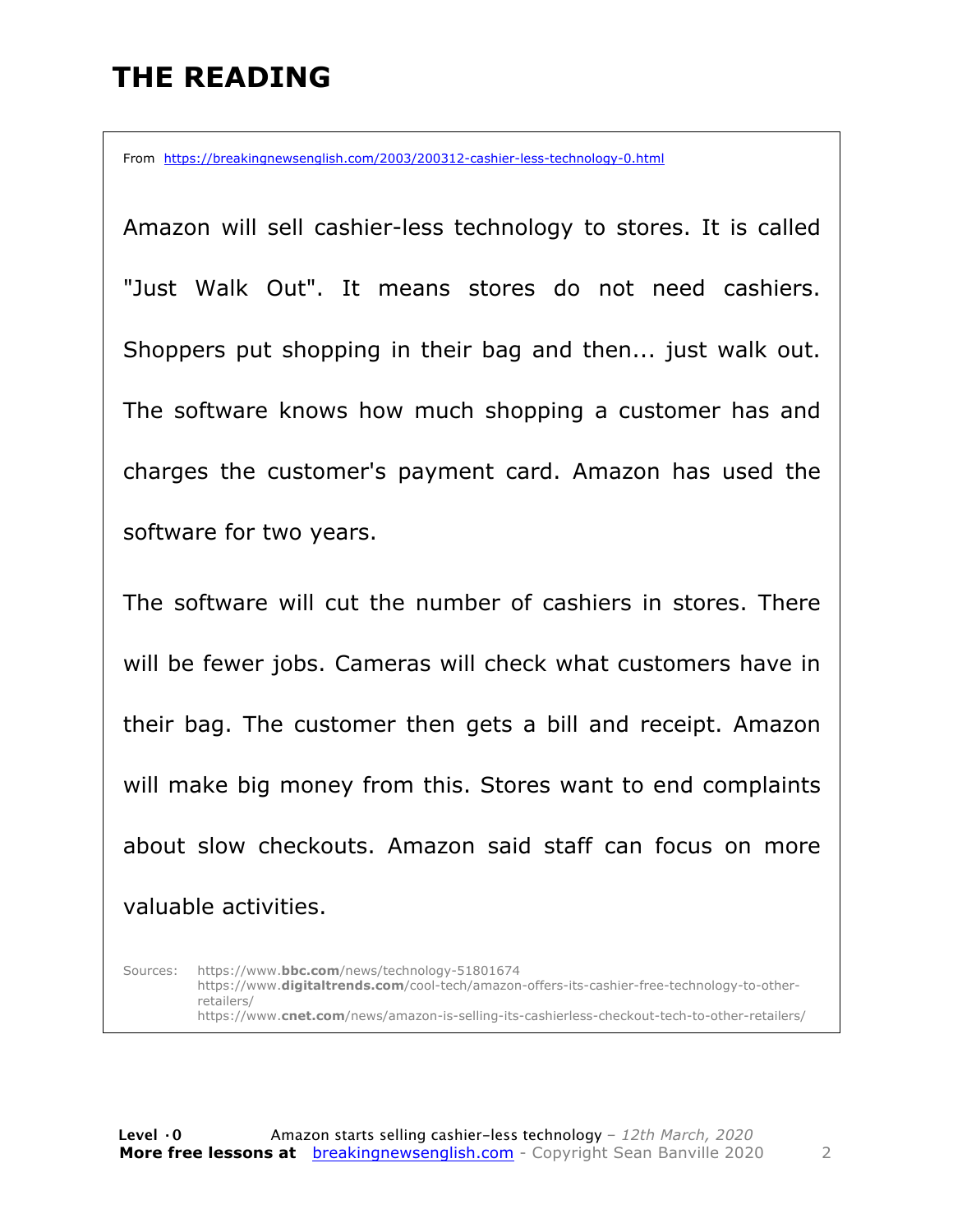# THE READING

From https://breakingnewsenglish.com/2003/200312-cashier-less-technology-0.html

Amazon will sell cashier-less technology to stores. It is called "Just Walk Out". It means stores do not need cashiers. Shoppers put shopping in their bag and then... just walk out. The software knows how much shopping a customer has and charges the customer's payment card. Amazon has used the software for two years.

The software will cut the number of cashiers in stores. There will be fewer jobs. Cameras will check what customers have in their bag. The customer then gets a bill and receipt. Amazon will make big money from this. Stores want to end complaints about slow checkouts. Amazon said staff can focus on more valuable activities.

Sources: https://www.**bbc.com**/news/technology-51801674
https://www.**digitaltrends.com**/cool-tech/amazon-offers-its-cashier-free-technology-to-other-retailers/
https://www.**cnet.com**/news/amazon-is-selling-its-cashierless-checkout-tech-to-other-retailers/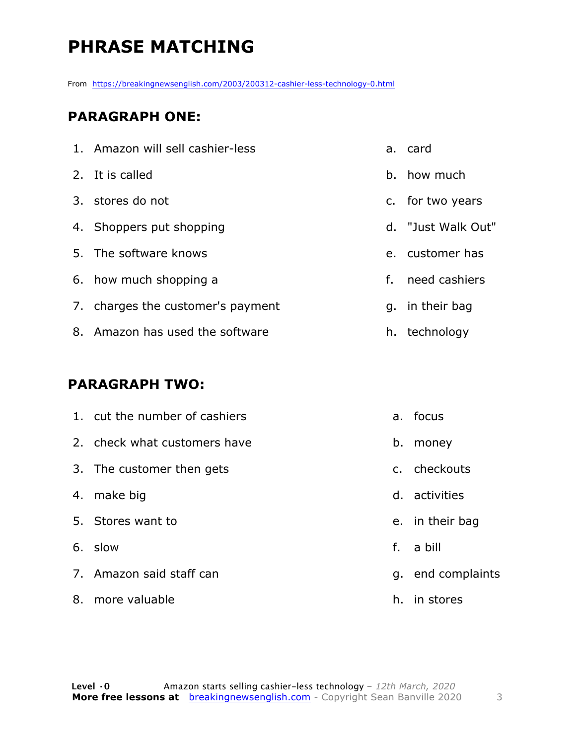# PHRASE MATCHING

From https://breakingnewsenglish.com/2003/200312-cashier-less-technology-0.html

## PARAGRAPH ONE:

| | | | |
|---|---|---|---|
| 1. | Amazon will sell cashier-less | a. | card |
| 2. | It is called | b. | how much |
| 3. | stores do not | c. | for two years |
| 4. | Shoppers put shopping | d. | "Just Walk Out" |
| 5. | The software knows | e. | customer has |
| 6. | how much shopping a | f. | need cashiers |
| 7. | charges the customer's payment | g. | in their bag |
| 8. | Amazon has used the software | h. | technology |

## PARAGRAPH TWO:

| | | | |
|---|---|---|---|
| 1. | cut the number of cashiers | a. | focus |
| 2. | check what customers have | b. | money |
| 3. | The customer then gets | c. | checkouts |
| 4. | make big | d. | activities |
| 5. | Stores want to | e. | in their bag |
| 6. | slow | f. | a bill |
| 7. | Amazon said staff can | g. | end complaints |
| 8. | more valuable | h. | in stores |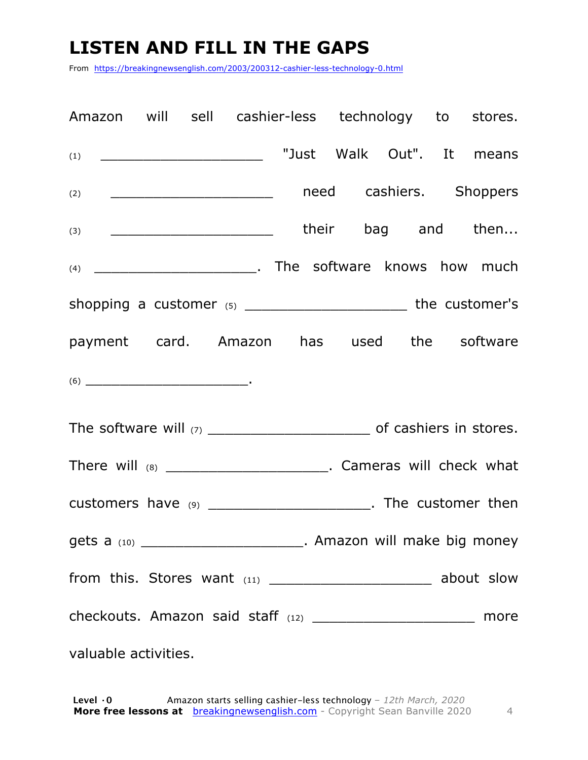# LISTEN AND FILL IN THE GAPS

From https://breakingnewsenglish.com/2003/200312-cashier-less-technology-0.html

Amazon will sell cashier-less technology to stores. (1) ____________________ "Just Walk Out". It means (2) ____________________ need cashiers. Shoppers (3) ____________________ their bag and then... (4) ____________________. The software knows how much shopping a customer (5) ____________________ the customer's payment card. Amazon has used the software (6) ____________________.

The software will (7) ____________________ of cashiers in stores. There will (8) ____________________. Cameras will check what customers have (9) ____________________. The customer then gets a (10) ____________________. Amazon will make big money from this. Stores want (11) ____________________ about slow checkouts. Amazon said staff (12) ____________________ more valuable activities.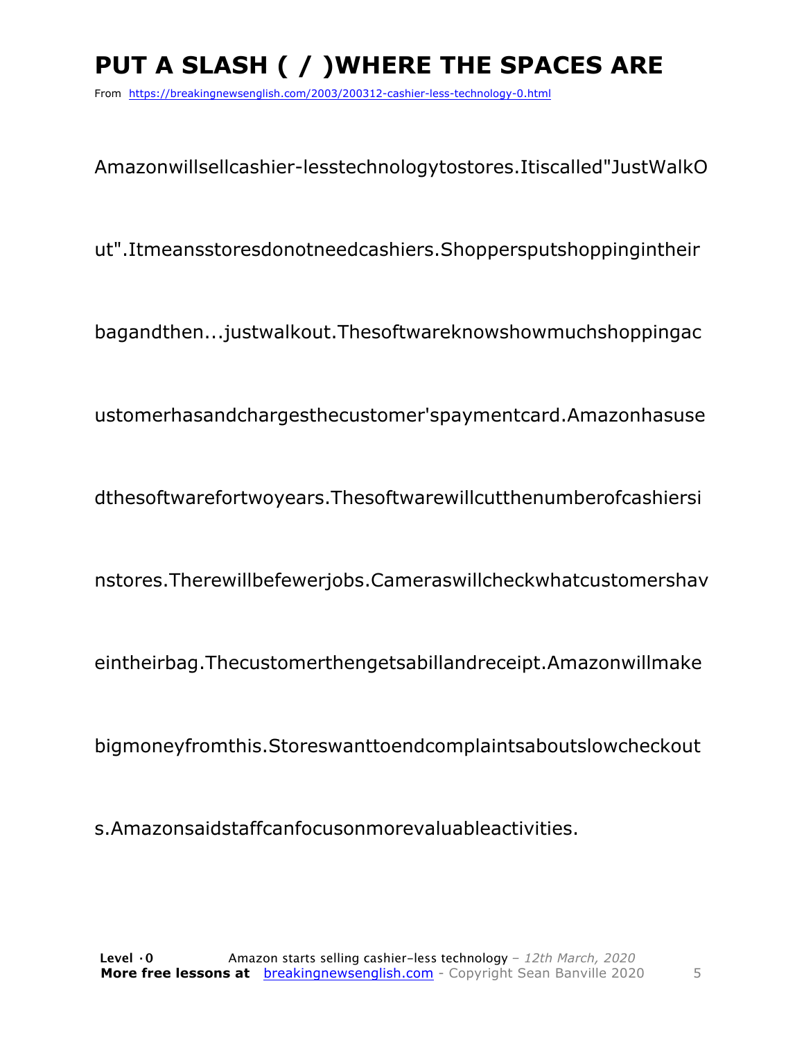# PUT A SLASH ( / )WHERE THE SPACES ARE

From https://breakingnewsenglish.com/2003/200312-cashier-less-technology-0.html

Amazonwillsellcashier-lesstechnologytostores.Itiscalled"JustWalkO

ut".Itmeansstoresdonotneedcashiers.Shoppersputshoppingintheir

bagandthen...justwalkout.Thesoftwareknowshowmuchshoppingac

ustomerhasandchargesthecustomer'spaymentcard.Amazonhasuse

dthesoftwarefortwoyears.Thesoftwarewillcutthenumberofcashiersi

nstores.Therewillbefewerjobs.Cameraswillcheckwhatcustomershav

eintheirbag.Thecustomerthengetsabillandreceipt.Amazonwillmake

bigmoneyfromthis.Storeswanttoendcomplaintsaboutslowcheckout

s.Amazonsaidstaffcanfocusonmorevaluableactivities.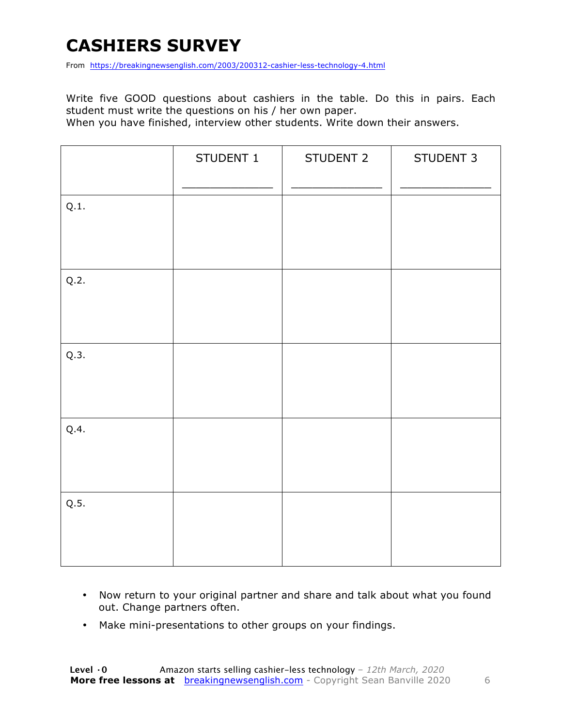# CASHIERS SURVEY

From https://breakingnewsenglish.com/2003/200312-cashier-less-technology-4.html

Write five GOOD questions about cashiers in the table. Do this in pairs. Each student must write the questions on his / her own paper.
When you have finished, interview other students. Write down their answers.

| | STUDENT 1<br>_____________ | STUDENT 2<br>_____________ | STUDENT 3<br>_____________ |
|---|---|---|---|
| Q.1. | | | |
| Q.2. | | | |
| Q.3. | | | |
| Q.4. | | | |
| Q.5. | | | |

- Now return to your original partner and share and talk about what you found out. Change partners often.
- Make mini-presentations to other groups on your findings.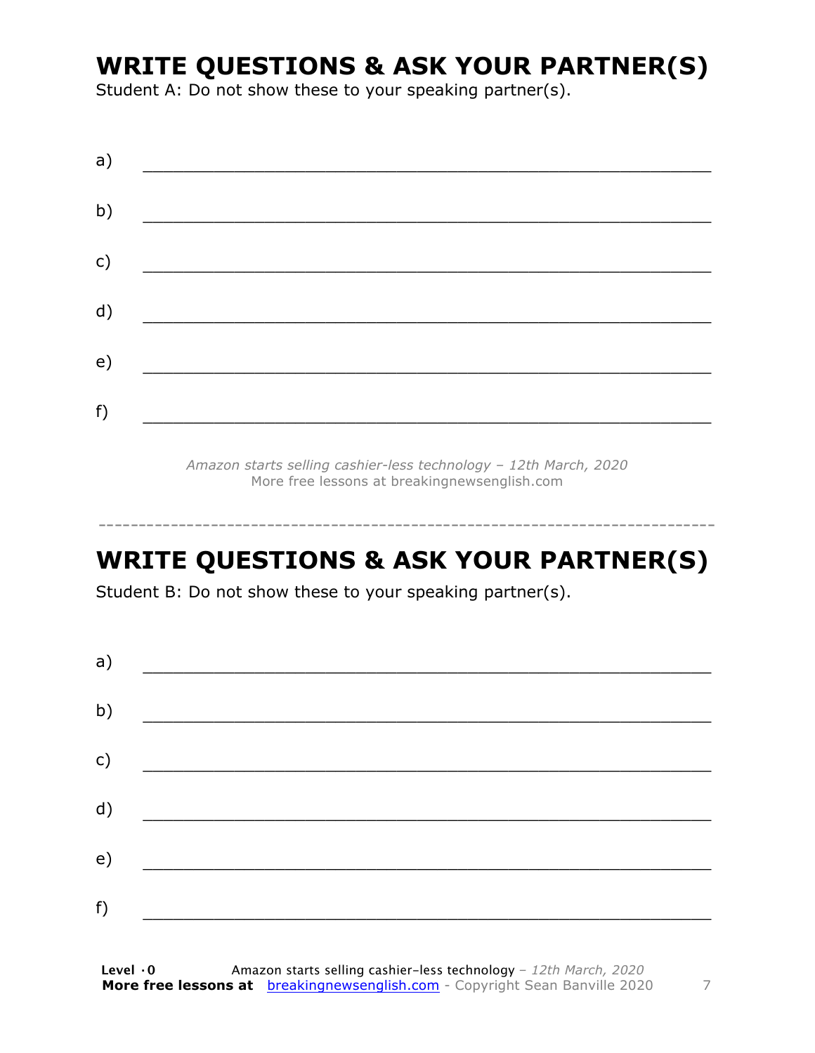## WRITE QUESTIONS & ASK YOUR PARTNER(S)

Student A: Do not show these to your speaking partner(s).

a) ________________________________________________

b) ________________________________________________

c) ________________________________________________

d) ________________________________________________

e) ________________________________________________

f) ________________________________________________

*Amazon starts selling cashier-less technology – 12th March, 2020*
More free lessons at breakingnewsenglish.com

---

## WRITE QUESTIONS & ASK YOUR PARTNER(S)

Student B: Do not show these to your speaking partner(s).

a) ________________________________________________

b) ________________________________________________

c) ________________________________________________

d) ________________________________________________

e) ________________________________________________

f) ________________________________________________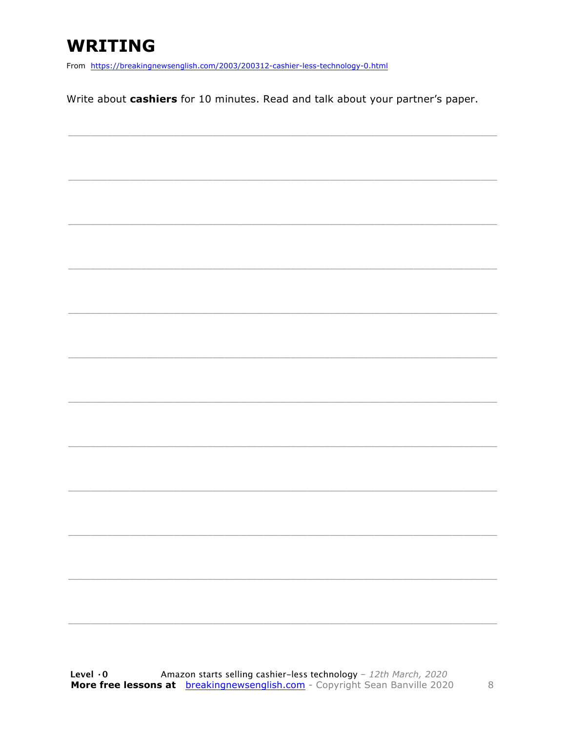# WRITING

From https://breakingnewsenglish.com/2003/200312-cashier-less-technology-0.html

Write about **cashiers** for 10 minutes. Read and talk about your partner's paper.